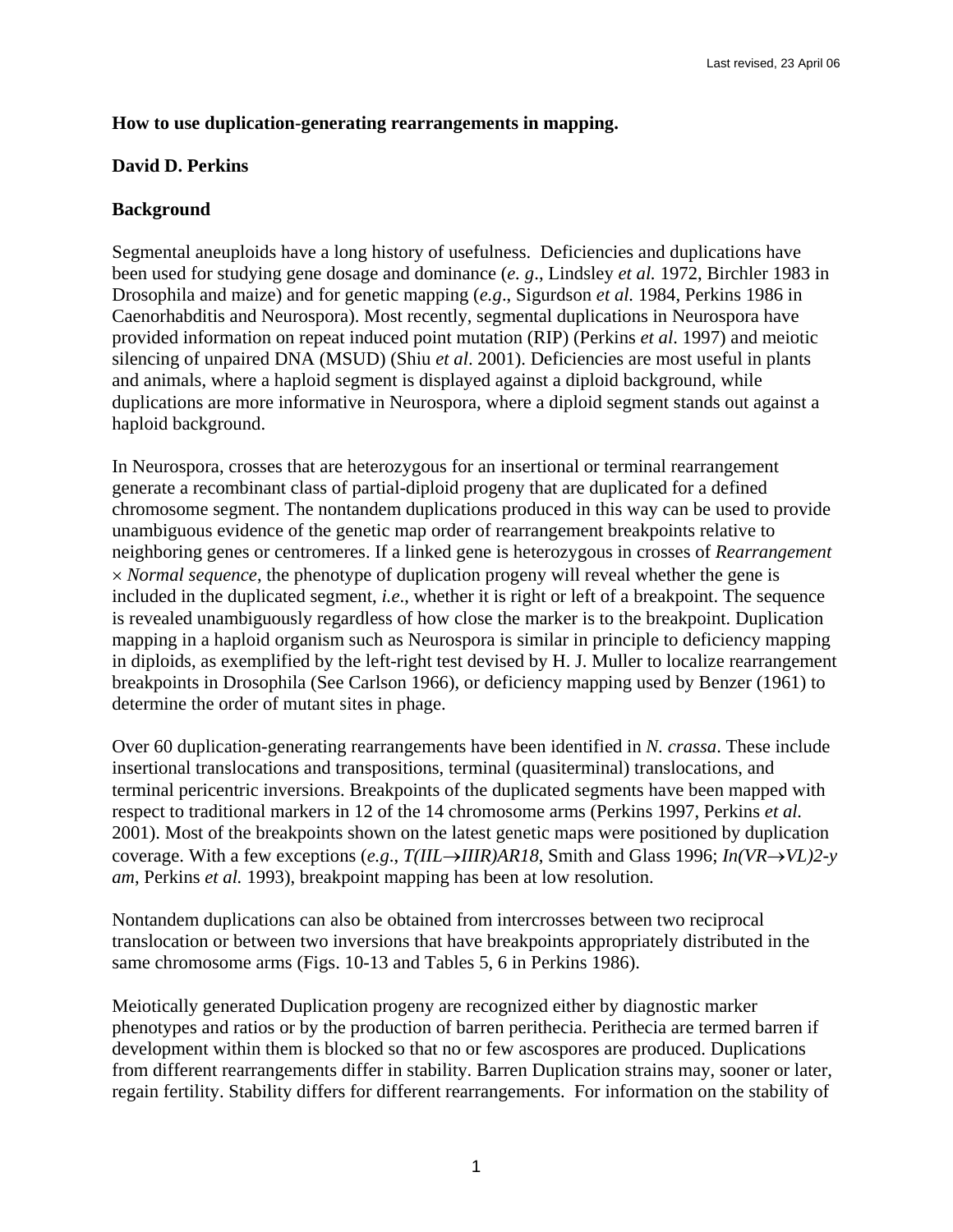Last revised, 23 April 06

**How to use duplication-generating rearrangements in mapping.**

**David D. Perkins**

**Background**

Segmental aneuploids have a long history of usefulness. Deficiencies and duplications have been used for studying gene dosage and dominance (*e. g*., Lindsley *et al.* 1972, Birchler 1983 in Drosophila and maize) and for genetic mapping (*e.g*., Sigurdson *et al.* 1984, Perkins 1986 in Caenorhabditis and Neurospora). Most recently, segmental duplications in Neurospora have provided information on repeat induced point mutation (RIP) (Perkins *et al*. 1997) and meiotic silencing of unpaired DNA (MSUD) (Shiu *et al*. 2001). Deficiencies are most useful in plants and animals, where a haploid segment is displayed against a diploid background, while duplications are more informative in Neurospora, where a diploid segment stands out against a haploid background.

In Neurospora, crosses that are heterozygous for an insertional or terminal rearrangement generate a recombinant class of partial-diploid progeny that are duplicated for a defined chromosome segment. The nontandem duplications produced in this way can be used to provide unambiguous evidence of the genetic map order of rearrangement breakpoints relative to neighboring genes or centromeres. If a linked gene is heterozygous in crosses of *Rearrangement* × *Normal sequence*, the phenotype of duplication progeny will reveal whether the gene is included in the duplicated segment, *i.e*., whether it is right or left of a breakpoint. The sequence is revealed unambiguously regardless of how close the marker is to the breakpoint. Duplication mapping in a haploid organism such as Neurospora is similar in principle to deficiency mapping in diploids, as exemplified by the left-right test devised by H. J. Muller to localize rearrangement breakpoints in Drosophila (See Carlson 1966), or deficiency mapping used by Benzer (1961) to determine the order of mutant sites in phage.

Over 60 duplication-generating rearrangements have been identified in *N. crassa*. These include insertional translocations and transpositions, terminal (quasiterminal) translocations, and terminal pericentric inversions. Breakpoints of the duplicated segments have been mapped with respect to traditional markers in 12 of the 14 chromosome arms (Perkins 1997, Perkins *et al.* 2001). Most of the breakpoints shown on the latest genetic maps were positioned by duplication coverage. With a few exceptions (*e.g*., *T(IIL→IIIR)AR18*, Smith and Glass 1996; *In(VR→VL)2-y am*, Perkins *et al.* 1993), breakpoint mapping has been at low resolution.

Nontandem duplications can also be obtained from intercrosses between two reciprocal translocation or between two inversions that have breakpoints appropriately distributed in the same chromosome arms (Figs. 10-13 and Tables 5, 6 in Perkins 1986).

Meiotically generated Duplication progeny are recognized either by diagnostic marker phenotypes and ratios or by the production of barren perithecia. Perithecia are termed barren if development within them is blocked so that no or few ascospores are produced. Duplications from different rearrangements differ in stability. Barren Duplication strains may, sooner or later, regain fertility. Stability differs for different rearrangements. For information on the stability of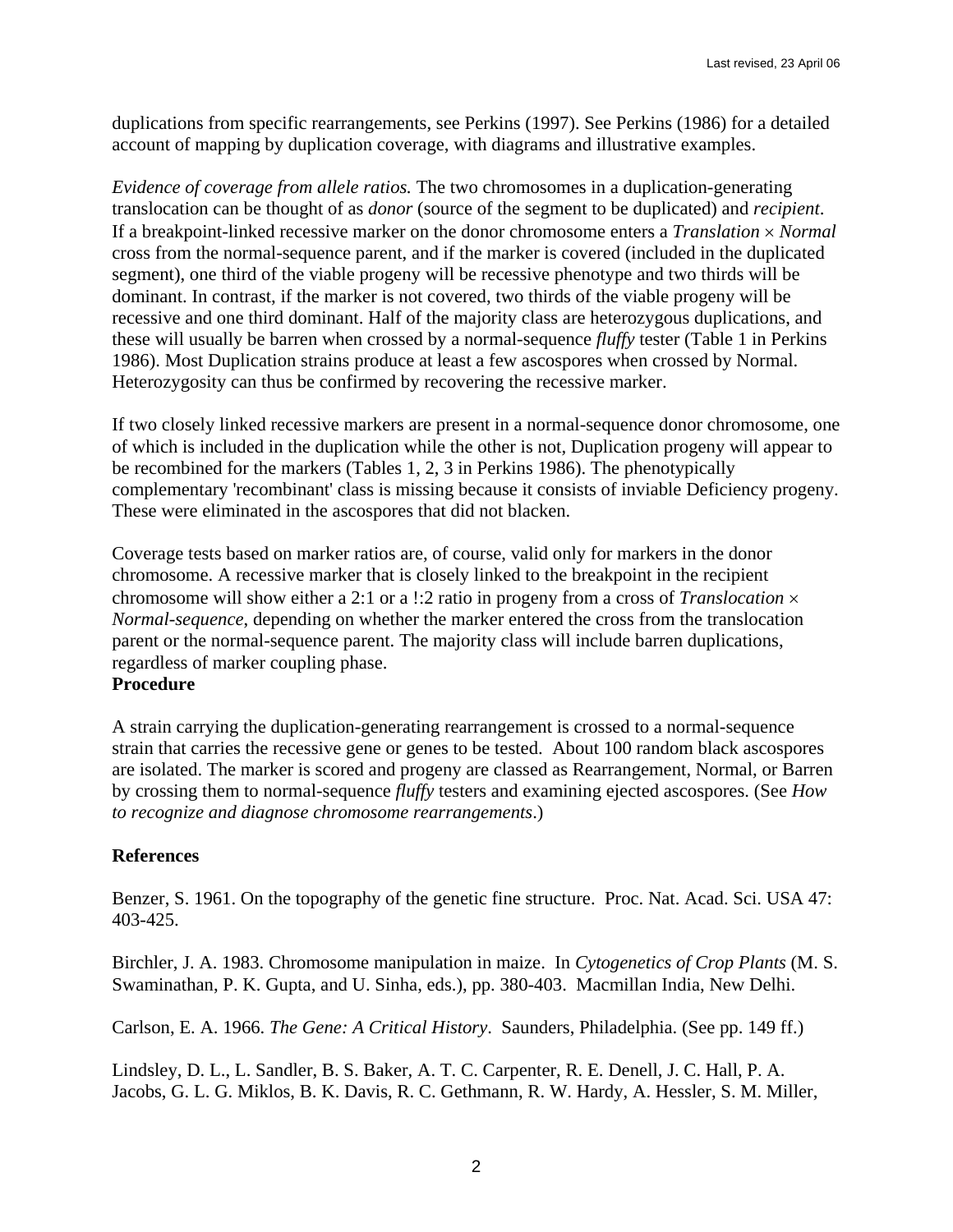duplications from specific rearrangements, see Perkins (1997). See Perkins (1986) for a detailed account of mapping by duplication coverage, with diagrams and illustrative examples.

*Evidence of coverage from allele ratios.* The two chromosomes in a duplication-generating translocation can be thought of as *donor* (source of the segment to be duplicated) and *recipient*. If a breakpoint-linked recessive marker on the donor chromosome enters a *Translation* × *Normal* cross from the normal-sequence parent, and if the marker is covered (included in the duplicated segment), one third of the viable progeny will be recessive phenotype and two thirds will be dominant. In contrast, if the marker is not covered, two thirds of the viable progeny will be recessive and one third dominant. Half of the majority class are heterozygous duplications, and these will usually be barren when crossed by a normal-sequence *fluffy* tester (Table 1 in Perkins 1986). Most Duplication strains produce at least a few ascospores when crossed by Normal. Heterozygosity can thus be confirmed by recovering the recessive marker.

If two closely linked recessive markers are present in a normal-sequence donor chromosome, one of which is included in the duplication while the other is not, Duplication progeny will appear to be recombined for the markers (Tables 1, 2, 3 in Perkins 1986). The phenotypically complementary 'recombinant' class is missing because it consists of inviable Deficiency progeny. These were eliminated in the ascospores that did not blacken.

Coverage tests based on marker ratios are, of course, valid only for markers in the donor chromosome. A recessive marker that is closely linked to the breakpoint in the recipient chromosome will show either a 2:1 or a !:2 ratio in progeny from a cross of *Translocation* × *Normal-sequence*, depending on whether the marker entered the cross from the translocation parent or the normal-sequence parent. The majority class will include barren duplications, regardless of marker coupling phase.

**Procedure**

A strain carrying the duplication-generating rearrangement is crossed to a normal-sequence strain that carries the recessive gene or genes to be tested. About 100 random black ascospores are isolated. The marker is scored and progeny are classed as Rearrangement, Normal, or Barren by crossing them to normal-sequence *fluffy* testers and examining ejected ascospores. (See *How to recognize and diagnose chromosome rearrangements*.)

**References**

Benzer, S. 1961. On the topography of the genetic fine structure. Proc. Nat. Acad. Sci. USA 47: 403-425.

Birchler, J. A. 1983. Chromosome manipulation in maize. In *Cytogenetics of Crop Plants* (M. S. Swaminathan, P. K. Gupta, and U. Sinha, eds.), pp. 380-403. Macmillan India, New Delhi.

Carlson, E. A. 1966. *The Gene: A Critical History*. Saunders, Philadelphia. (See pp. 149 ff.)

Lindsley, D. L., L. Sandler, B. S. Baker, A. T. C. Carpenter, R. E. Denell, J. C. Hall, P. A. Jacobs, G. L. G. Miklos, B. K. Davis, R. C. Gethmann, R. W. Hardy, A. Hessler, S. M. Miller,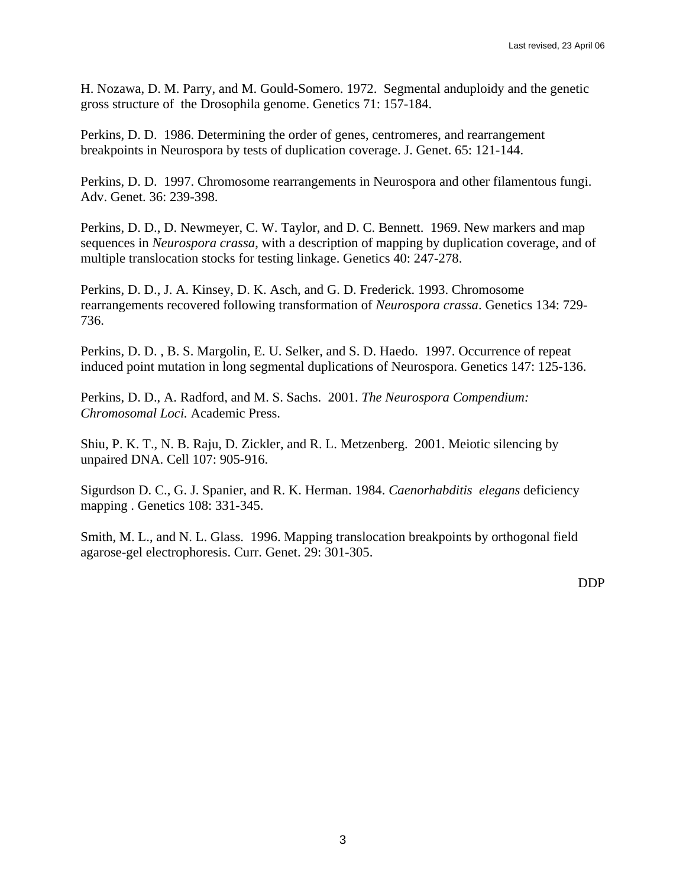H. Nozawa, D. M. Parry, and M. Gould-Somero. 1972. Segmental anduploidy and the genetic gross structure of the Drosophila genome. Genetics 71: 157-184.

Perkins, D. D. 1986. Determining the order of genes, centromeres, and rearrangement breakpoints in Neurospora by tests of duplication coverage. J. Genet. 65: 121-144.

Perkins, D. D. 1997. Chromosome rearrangements in Neurospora and other filamentous fungi. Adv. Genet. 36: 239-398.

Perkins, D. D., D. Newmeyer, C. W. Taylor, and D. C. Bennett. 1969. New markers and map sequences in *Neurospora crassa*, with a description of mapping by duplication coverage, and of multiple translocation stocks for testing linkage. Genetics 40: 247-278.

Perkins, D. D., J. A. Kinsey, D. K. Asch, and G. D. Frederick. 1993. Chromosome rearrangements recovered following transformation of *Neurospora crassa*. Genetics 134: 729-736.

Perkins, D. D. , B. S. Margolin, E. U. Selker, and S. D. Haedo. 1997. Occurrence of repeat induced point mutation in long segmental duplications of Neurospora. Genetics 147: 125-136.

Perkins, D. D., A. Radford, and M. S. Sachs. 2001. *The Neurospora Compendium: Chromosomal Loci.* Academic Press.

Shiu, P. K. T., N. B. Raju, D. Zickler, and R. L. Metzenberg. 2001. Meiotic silencing by unpaired DNA. Cell 107: 905-916.

Sigurdson D. C., G. J. Spanier, and R. K. Herman. 1984. *Caenorhabditis elegans* deficiency mapping . Genetics 108: 331-345.

Smith, M. L., and N. L. Glass. 1996. Mapping translocation breakpoints by orthogonal field agarose-gel electrophoresis. Curr. Genet. 29: 301-305.

DDP